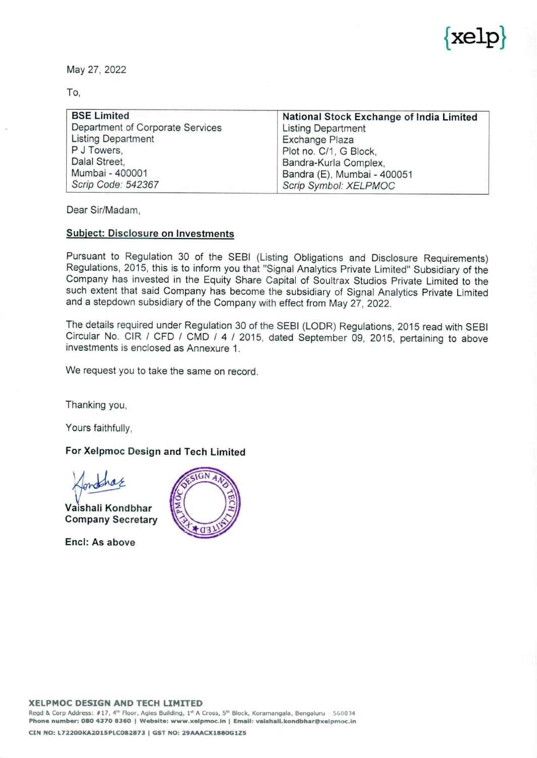{xelp}

May 27, 2022

To,

| BSE Limited | National Stock Exchange of India Limited |
|---|---|
| Department of Corporate Services | Listing Department |
| Listing Department | Exchange Plaza |
| P J Towers, | Plot no. C/1, G Block, |
| Dalal Street, | Bandra-Kurla Complex, |
| Mumbai - 400001 | Bandra (E), Mumbai - 400051 |
| *Scrip Code: 542367* | *Scrip Symbol: XELPMOC* |

Dear Sir/Madam,

**Subject: Disclosure on Investments**

Pursuant to Regulation 30 of the SEBI (Listing Obligations and Disclosure Requirements) Regulations, 2015, this is to inform you that "Signal Analytics Private Limited" Subsidiary of the Company has invested in the Equity Share Capital of Soultrax Studios Private Limited to the such extent that said Company has become the subsidiary of Signal Analytics Private Limited and a stepdown subsidiary of the Company with effect from May 27, 2022.

The details required under Regulation 30 of the SEBI (LODR) Regulations, 2015 read with SEBI Circular No. CIR / CFD / CMD / 4 / 2015, dated September 09, 2015, pertaining to above investments is enclosed as Annexure 1.

We request you to take the same on record.

Thanking you,

Yours faithfully,

**For Xelpmoc Design and Tech Limited**

**Vaishali Kondbhar**
**Company Secretary**

**Encl: As above**

**XELPMOC DESIGN AND TECH LIMITED**
Regd & Corp Address: #17, 4th Floor, Agies Building, 1st A Cross, 5th Block, Koramangala, Bengaluru - 560034
**Phone number: 080 4370 8360 | Website: www.xelpmoc.in | Email: vaishali.kondbhar@xelpmoc.in**
**CIN NO: L72200KA2015PLC082873 | GST NO: 29AAACX1880G1Z5**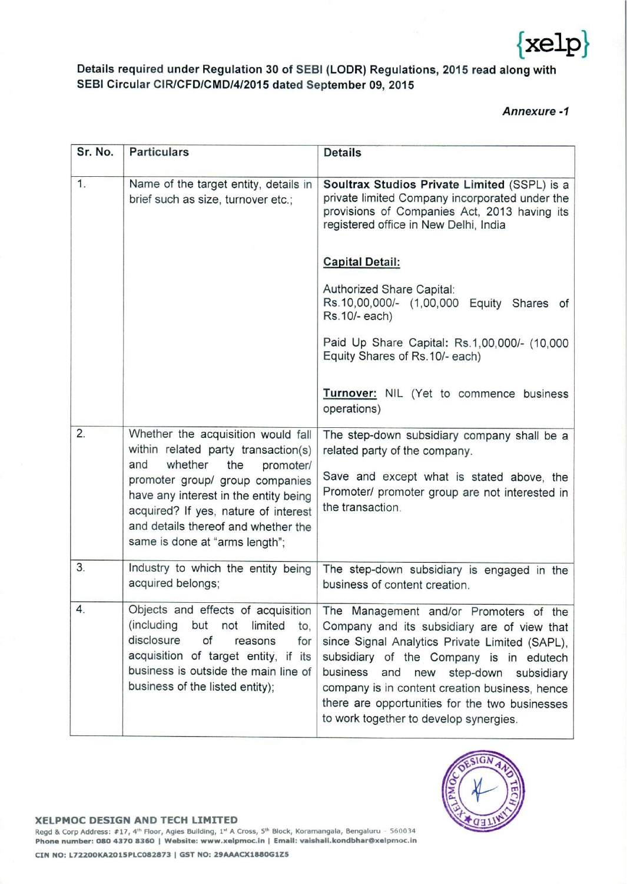**Details required under Regulation 30 of SEBI (LODR) Regulations, 2015 read along with SEBI Circular CIR/CFD/CMD/4/2015 dated September 09, 2015**

***Annexure -1***

| Sr. No. | Particulars | Details |
|---|---|---|
| 1. | Name of the target entity, details in brief such as size, turnover etc.; | **Soultrax Studios Private Limited** (SSPL) is a private limited Company incorporated under the provisions of Companies Act, 2013 having its registered office in New Delhi, India<br><br>**Capital Detail:**<br><br>Authorized Share Capital: Rs.10,00,000/- (1,00,000 Equity Shares of Rs.10/- each)<br><br>Paid Up Share Capital: Rs.1,00,000/- (10,000 Equity Shares of Rs.10/- each)<br><br>**Turnover:** NIL (Yet to commence business operations) |
| 2. | Whether the acquisition would fall within related party transaction(s) and whether the promoter/ promoter group/ group companies have any interest in the entity being acquired? If yes, nature of interest and details thereof and whether the same is done at "arms length"; | The step-down subsidiary company shall be a related party of the company.<br><br>Save and except what is stated above, the Promoter/ promoter group are not interested in the transaction. |
| 3. | Industry to which the entity being acquired belongs; | The step-down subsidiary is engaged in the business of content creation. |
| 4. | Objects and effects of acquisition (including but not limited to, disclosure of reasons for acquisition of target entity, if its business is outside the main line of business of the listed entity); | The Management and/or Promoters of the Company and its subsidiary are of view that since Signal Analytics Private Limited (SAPL), subsidiary of the Company is in edutech business and new step-down subsidiary company is in content creation business, hence there are opportunities for the two businesses to work together to develop synergies. |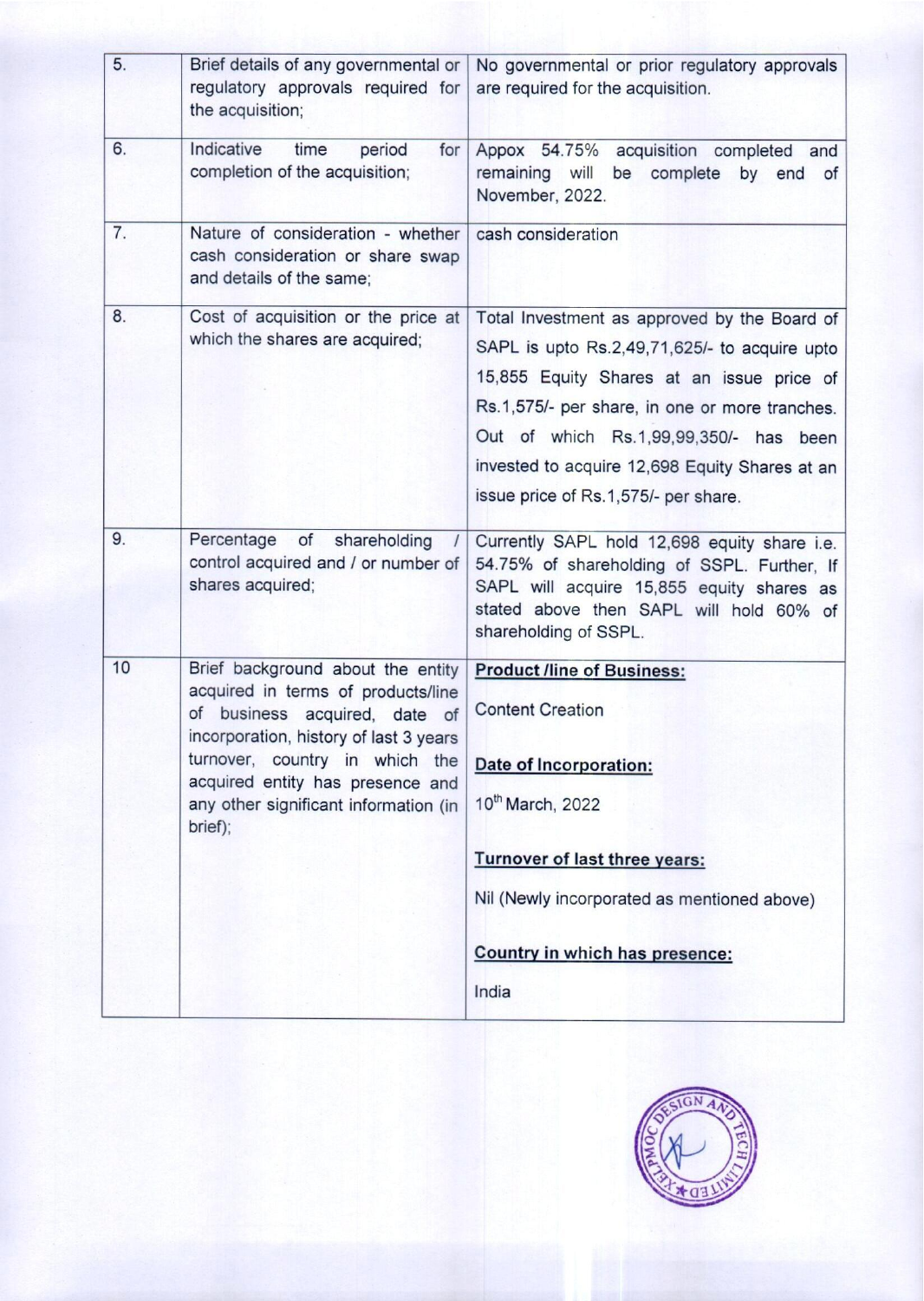| | | |
|---|---|---|
| 5. | Brief details of any governmental or regulatory approvals required for the acquisition; | No governmental or prior regulatory approvals are required for the acquisition. |
| 6. | Indicative time period for completion of the acquisition; | Appox 54.75% acquisition completed and remaining will be complete by end of November, 2022. |
| 7. | Nature of consideration - whether cash consideration or share swap and details of the same; | cash consideration |
| 8. | Cost of acquisition or the price at which the shares are acquired; | Total Investment as approved by the Board of SAPL is upto Rs.2,49,71,625/- to acquire upto 15,855 Equity Shares at an issue price of Rs.1,575/- per share, in one or more tranches. Out of which Rs.1,99,99,350/- has been invested to acquire 12,698 Equity Shares at an issue price of Rs.1,575/- per share. |
| 9. | Percentage of shareholding / control acquired and / or number of shares acquired; | Currently SAPL hold 12,698 equity share i.e. 54.75% of shareholding of SSPL. Further, If SAPL will acquire 15,855 equity shares as stated above then SAPL will hold 60% of shareholding of SSPL. |
| 10 | Brief background about the entity acquired in terms of products/line of business acquired, date of incorporation, history of last 3 years turnover, country in which the acquired entity has presence and any other significant information (in brief); | **Product /line of Business:**<br><br>Content Creation<br><br>**Date of Incorporation:**<br><br>10th March, 2022<br><br>**Turnover of last three years:**<br><br>Nil (Newly incorporated as mentioned above)<br><br>**Country in which has presence:**<br><br>India |